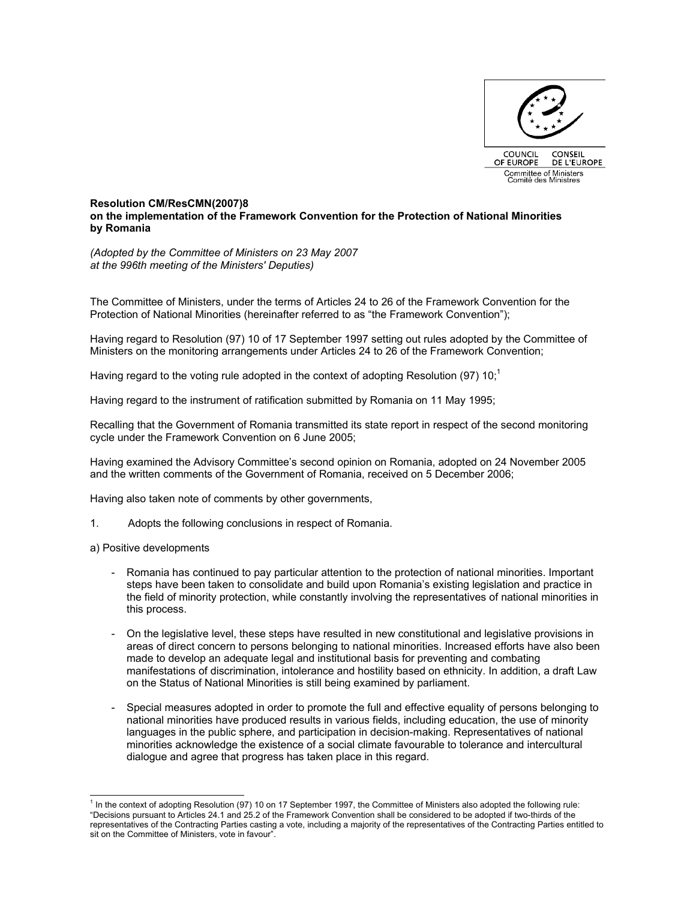COUNCIL OF EUROPE CONSEIL DE L'EUROPE

Committee of Ministers
Comité des Ministres

**Resolution CM/ResCMN(2007)8**
**on the implementation of the Framework Convention for the Protection of National Minorities by Romania**

*(Adopted by the Committee of Ministers on 23 May 2007 at the 996th meeting of the Ministers' Deputies)*

The Committee of Ministers, under the terms of Articles 24 to 26 of the Framework Convention for the Protection of National Minorities (hereinafter referred to as "the Framework Convention");

Having regard to Resolution (97) 10 of 17 September 1997 setting out rules adopted by the Committee of Ministers on the monitoring arrangements under Articles 24 to 26 of the Framework Convention;

Having regard to the voting rule adopted in the context of adopting Resolution (97) 10;[1]

Having regard to the instrument of ratification submitted by Romania on 11 May 1995;

Recalling that the Government of Romania transmitted its state report in respect of the second monitoring cycle under the Framework Convention on 6 June 2005;

Having examined the Advisory Committee's second opinion on Romania, adopted on 24 November 2005 and the written comments of the Government of Romania, received on 5 December 2006;

Having also taken note of comments by other governments,

1. Adopts the following conclusions in respect of Romania.

a) Positive developments

- Romania has continued to pay particular attention to the protection of national minorities. Important steps have been taken to consolidate and build upon Romania's existing legislation and practice in the field of minority protection, while constantly involving the representatives of national minorities in this process.

- On the legislative level, these steps have resulted in new constitutional and legislative provisions in areas of direct concern to persons belonging to national minorities. Increased efforts have also been made to develop an adequate legal and institutional basis for preventing and combating manifestations of discrimination, intolerance and hostility based on ethnicity. In addition, a draft Law on the Status of National Minorities is still being examined by parliament.

- Special measures adopted in order to promote the full and effective equality of persons belonging to national minorities have produced results in various fields, including education, the use of minority languages in the public sphere, and participation in decision-making. Representatives of national minorities acknowledge the existence of a social climate favourable to tolerance and intercultural dialogue and agree that progress has taken place in this regard.

[1] In the context of adopting Resolution (97) 10 on 17 September 1997, the Committee of Ministers also adopted the following rule: "Decisions pursuant to Articles 24.1 and 25.2 of the Framework Convention shall be considered to be adopted if two-thirds of the representatives of the Contracting Parties casting a vote, including a majority of the representatives of the Contracting Parties entitled to sit on the Committee of Ministers, vote in favour".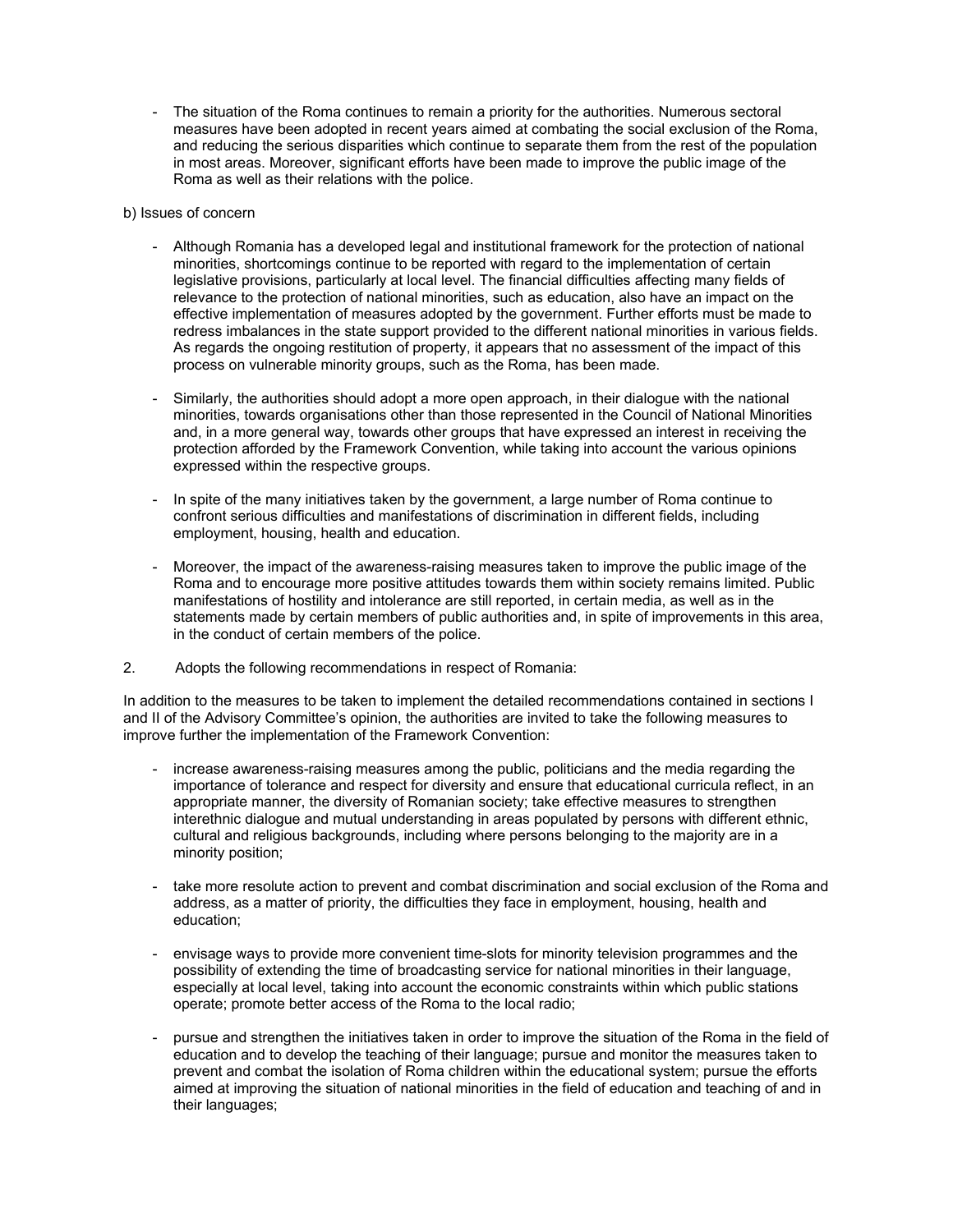- The situation of the Roma continues to remain a priority for the authorities. Numerous sectoral measures have been adopted in recent years aimed at combating the social exclusion of the Roma, and reducing the serious disparities which continue to separate them from the rest of the population in most areas. Moreover, significant efforts have been made to improve the public image of the Roma as well as their relations with the police.

b) Issues of concern

- Although Romania has a developed legal and institutional framework for the protection of national minorities, shortcomings continue to be reported with regard to the implementation of certain legislative provisions, particularly at local level. The financial difficulties affecting many fields of relevance to the protection of national minorities, such as education, also have an impact on the effective implementation of measures adopted by the government. Further efforts must be made to redress imbalances in the state support provided to the different national minorities in various fields. As regards the ongoing restitution of property, it appears that no assessment of the impact of this process on vulnerable minority groups, such as the Roma, has been made.

- Similarly, the authorities should adopt a more open approach, in their dialogue with the national minorities, towards organisations other than those represented in the Council of National Minorities and, in a more general way, towards other groups that have expressed an interest in receiving the protection afforded by the Framework Convention, while taking into account the various opinions expressed within the respective groups.

- In spite of the many initiatives taken by the government, a large number of Roma continue to confront serious difficulties and manifestations of discrimination in different fields, including employment, housing, health and education.

- Moreover, the impact of the awareness-raising measures taken to improve the public image of the Roma and to encourage more positive attitudes towards them within society remains limited. Public manifestations of hostility and intolerance are still reported, in certain media, as well as in the statements made by certain members of public authorities and, in spite of improvements in this area, in the conduct of certain members of the police.

2. Adopts the following recommendations in respect of Romania:

In addition to the measures to be taken to implement the detailed recommendations contained in sections I and II of the Advisory Committee's opinion, the authorities are invited to take the following measures to improve further the implementation of the Framework Convention:

- increase awareness-raising measures among the public, politicians and the media regarding the importance of tolerance and respect for diversity and ensure that educational curricula reflect, in an appropriate manner, the diversity of Romanian society; take effective measures to strengthen interethnic dialogue and mutual understanding in areas populated by persons with different ethnic, cultural and religious backgrounds, including where persons belonging to the majority are in a minority position;

- take more resolute action to prevent and combat discrimination and social exclusion of the Roma and address, as a matter of priority, the difficulties they face in employment, housing, health and education;

- envisage ways to provide more convenient time-slots for minority television programmes and the possibility of extending the time of broadcasting service for national minorities in their language, especially at local level, taking into account the economic constraints within which public stations operate; promote better access of the Roma to the local radio;

- pursue and strengthen the initiatives taken in order to improve the situation of the Roma in the field of education and to develop the teaching of their language; pursue and monitor the measures taken to prevent and combat the isolation of Roma children within the educational system; pursue the efforts aimed at improving the situation of national minorities in the field of education and teaching of and in their languages;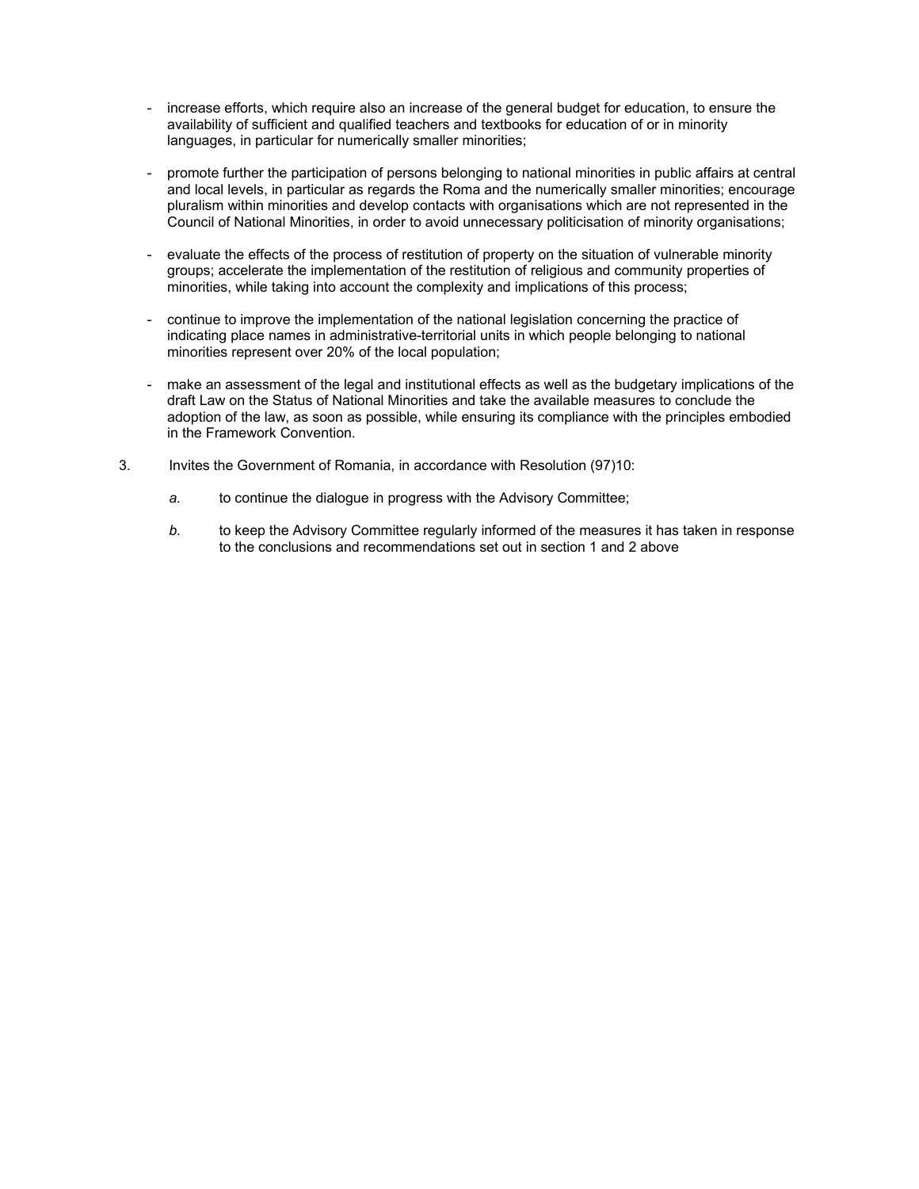- increase efforts, which require also an increase of the general budget for education, to ensure the availability of sufficient and qualified teachers and textbooks for education of or in minority languages, in particular for numerically smaller minorities;

- promote further the participation of persons belonging to national minorities in public affairs at central and local levels, in particular as regards the Roma and the numerically smaller minorities; encourage pluralism within minorities and develop contacts with organisations which are not represented in the Council of National Minorities, in order to avoid unnecessary politicisation of minority organisations;

- evaluate the effects of the process of restitution of property on the situation of vulnerable minority groups; accelerate the implementation of the restitution of religious and community properties of minorities, while taking into account the complexity and implications of this process;

- continue to improve the implementation of the national legislation concerning the practice of indicating place names in administrative-territorial units in which people belonging to national minorities represent over 20% of the local population;

- make an assessment of the legal and institutional effects as well as the budgetary implications of the draft Law on the Status of National Minorities and take the available measures to conclude the adoption of the law, as soon as possible, while ensuring its compliance with the principles embodied in the Framework Convention.

3. Invites the Government of Romania, in accordance with Resolution (97)10:

   *a.* to continue the dialogue in progress with the Advisory Committee;

   *b.* to keep the Advisory Committee regularly informed of the measures it has taken in response to the conclusions and recommendations set out in section 1 and 2 above